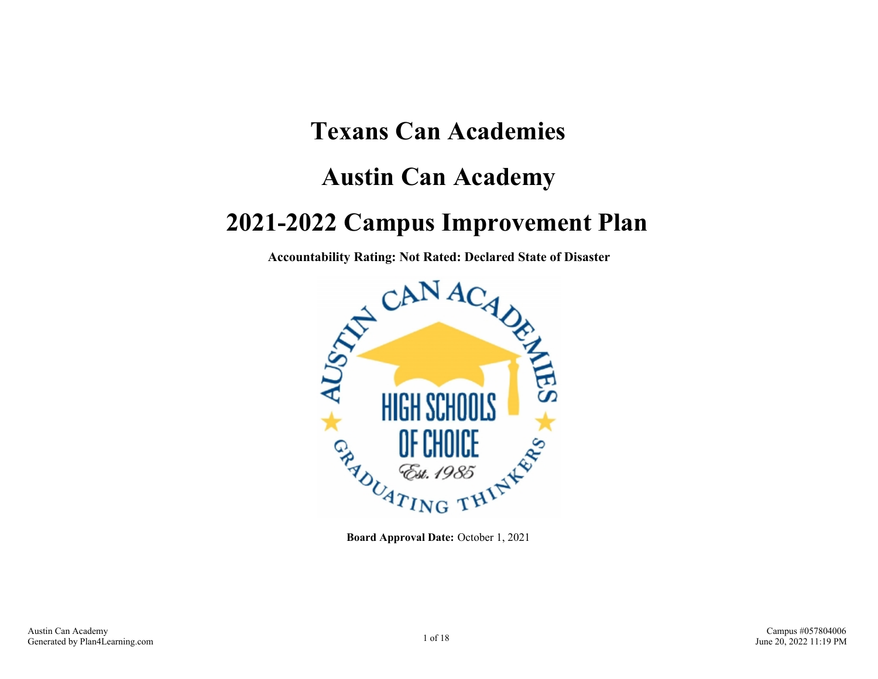# Texans Can Academies

# Austin Can Academy

# 2021-2022 Campus Improvement Plan

**Accountability Rating: Not Rated: Declared State of Disaster**

**Board Approval Date:** October 1, 2021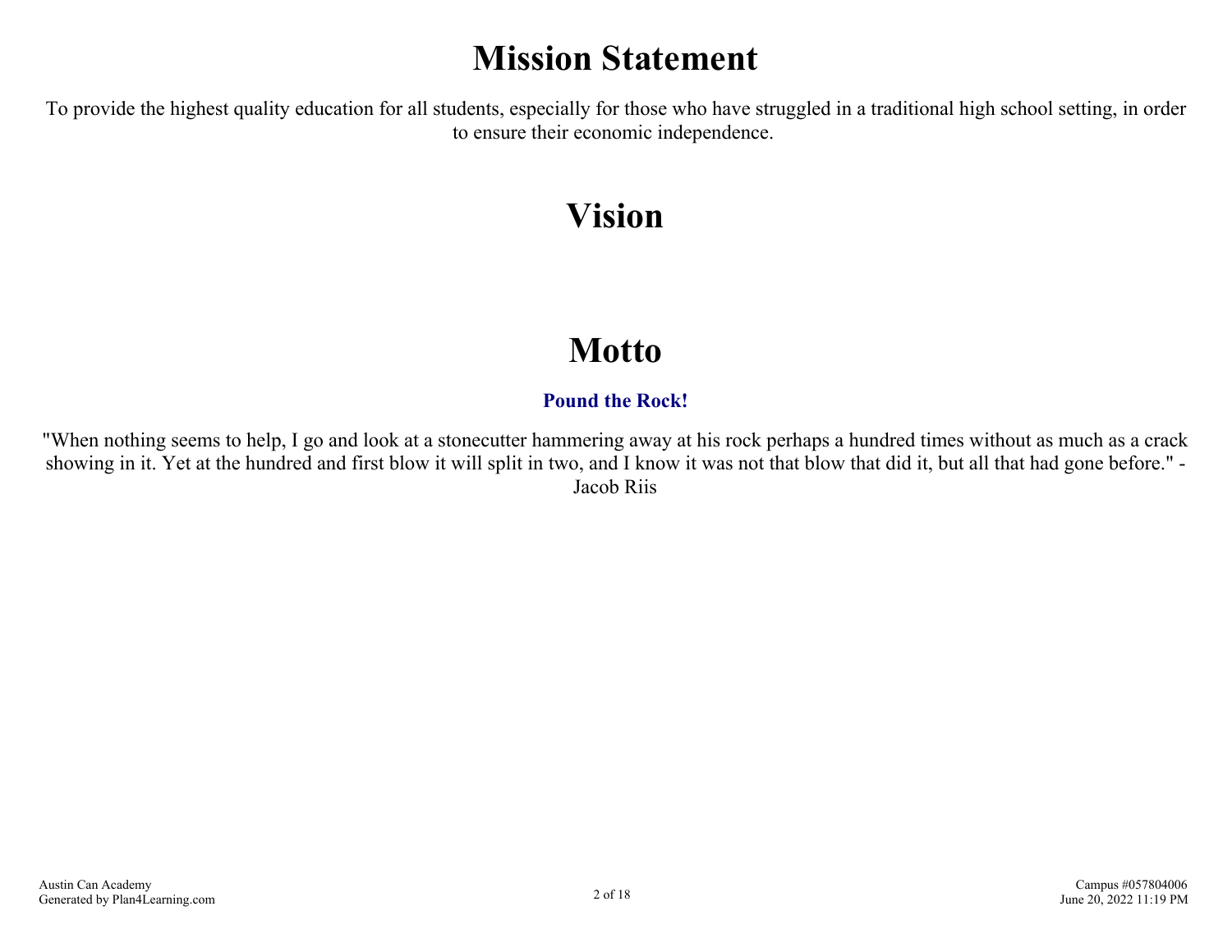# Mission Statement

To provide the highest quality education for all students, especially for those who have struggled in a traditional high school setting, in order to ensure their economic independence.

# Vision

# Motto

**Pound the Rock!**

"When nothing seems to help, I go and look at a stonecutter hammering away at his rock perhaps a hundred times without as much as a crack showing in it. Yet at the hundred and first blow it will split in two, and I know it was not that blow that did it, but all that had gone before." - Jacob Riis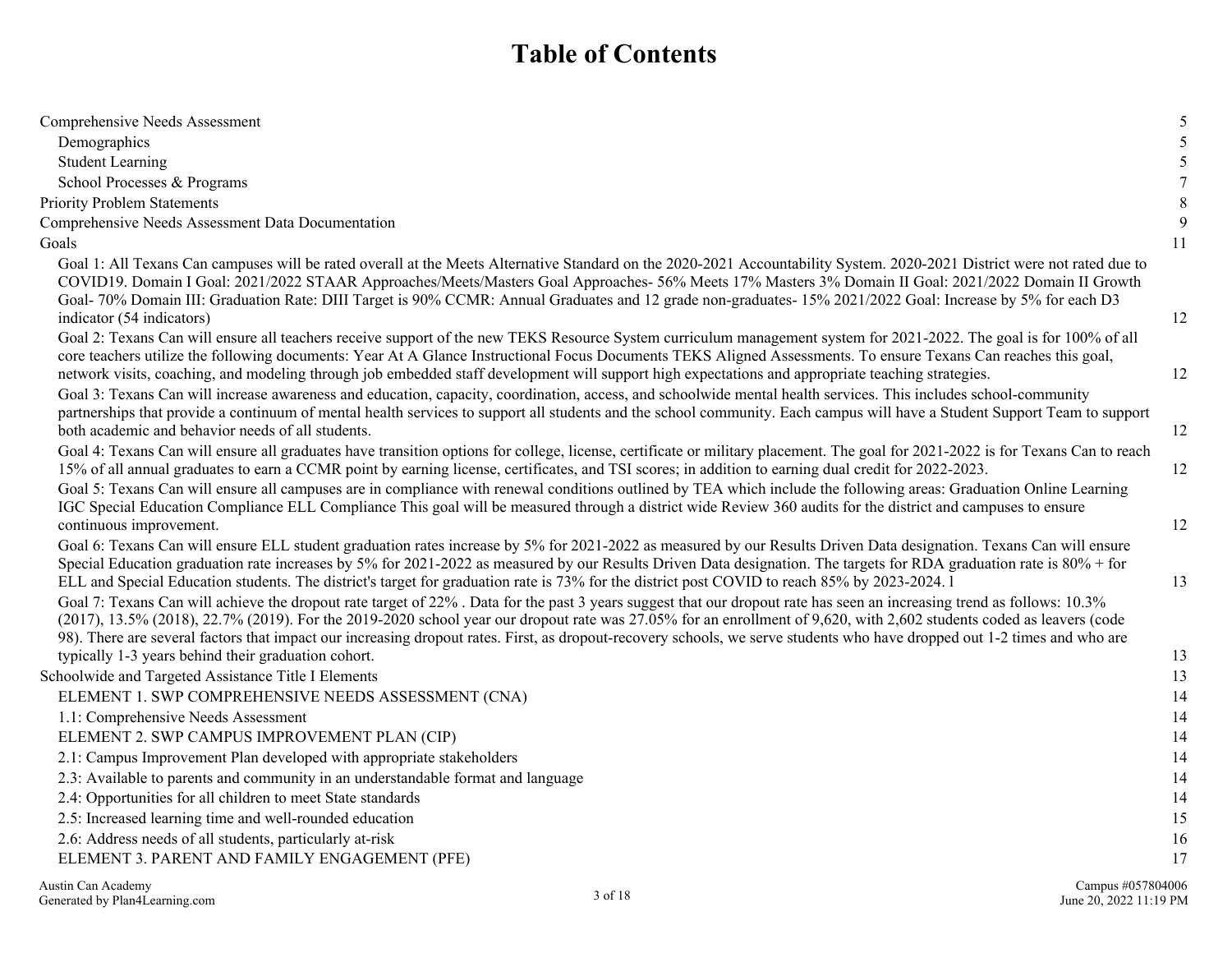# Table of Contents

| | |
|---|---|
| Comprehensive Needs Assessment | 5 |
| Demographics | 5 |
| Student Learning | 5 |
| School Processes & Programs | 7 |
| Priority Problem Statements | 8 |
| Comprehensive Needs Assessment Data Documentation | 9 |
| Goals | 11 |
| Goal 1: All Texans Can campuses will be rated overall at the Meets Alternative Standard on the 2020-2021 Accountability System. 2020-2021 District were not rated due to COVID19. Domain I Goal: 2021/2022 STAAR Approaches/Meets/Masters Goal Approaches- 56% Meets 17% Masters 3% Domain II Goal: 2021/2022 Domain II Growth Goal- 70% Domain III: Graduation Rate: DIII Target is 90% CCMR: Annual Graduates and 12 grade non-graduates- 15% 2021/2022 Goal: Increase by 5% for each D3 indicator (54 indicators) | 12 |
| Goal 2: Texans Can will ensure all teachers receive support of the new TEKS Resource System curriculum management system for 2021-2022. The goal is for 100% of all core teachers utilize the following documents: Year At A Glance Instructional Focus Documents TEKS Aligned Assessments. To ensure Texans Can reaches this goal, network visits, coaching, and modeling through job embedded staff development will support high expectations and appropriate teaching strategies. | 12 |
| Goal 3: Texans Can will increase awareness and education, capacity, coordination, access, and schoolwide mental health services. This includes school-community partnerships that provide a continuum of mental health services to support all students and the school community. Each campus will have a Student Support Team to support both academic and behavior needs of all students. | 12 |
| Goal 4: Texans Can will ensure all graduates have transition options for college, license, certificate or military placement. The goal for 2021-2022 is for Texans Can to reach 15% of all annual graduates to earn a CCMR point by earning license, certificates, and TSI scores; in addition to earning dual credit for 2022-2023. | 12 |
| Goal 5: Texans Can will ensure all campuses are in compliance with renewal conditions outlined by TEA which include the following areas: Graduation Online Learning IGC Special Education Compliance ELL Compliance This goal will be measured through a district wide Review 360 audits for the district and campuses to ensure continuous improvement. | 12 |
| Goal 6: Texans Can will ensure ELL student graduation rates increase by 5% for 2021-2022 as measured by our Results Driven Data designation. Texans Can will ensure Special Education graduation rate increases by 5% for 2021-2022 as measured by our Results Driven Data designation. The targets for RDA graduation rate is 80% + for ELL and Special Education students. The district's target for graduation rate is 73% for the district post COVID to reach 85% by 2023-2024. l | 13 |
| Goal 7: Texans Can will achieve the dropout rate target of 22% . Data for the past 3 years suggest that our dropout rate has seen an increasing trend as follows: 10.3% (2017), 13.5% (2018), 22.7% (2019). For the 2019-2020 school year our dropout rate was 27.05% for an enrollment of 9,620, with 2,602 students coded as leavers (code 98). There are several factors that impact our increasing dropout rates. First, as dropout-recovery schools, we serve students who have dropped out 1-2 times and who are typically 1-3 years behind their graduation cohort. | 13 |
| Schoolwide and Targeted Assistance Title I Elements | 13 |
| ELEMENT 1. SWP COMPREHENSIVE NEEDS ASSESSMENT (CNA) | 14 |
| 1.1: Comprehensive Needs Assessment | 14 |
| ELEMENT 2. SWP CAMPUS IMPROVEMENT PLAN (CIP) | 14 |
| 2.1: Campus Improvement Plan developed with appropriate stakeholders | 14 |
| 2.3: Available to parents and community in an understandable format and language | 14 |
| 2.4: Opportunities for all children to meet State standards | 14 |
| 2.5: Increased learning time and well-rounded education | 15 |
| 2.6: Address needs of all students, particularly at-risk | 16 |
| ELEMENT 3. PARENT AND FAMILY ENGAGEMENT (PFE) | 17 |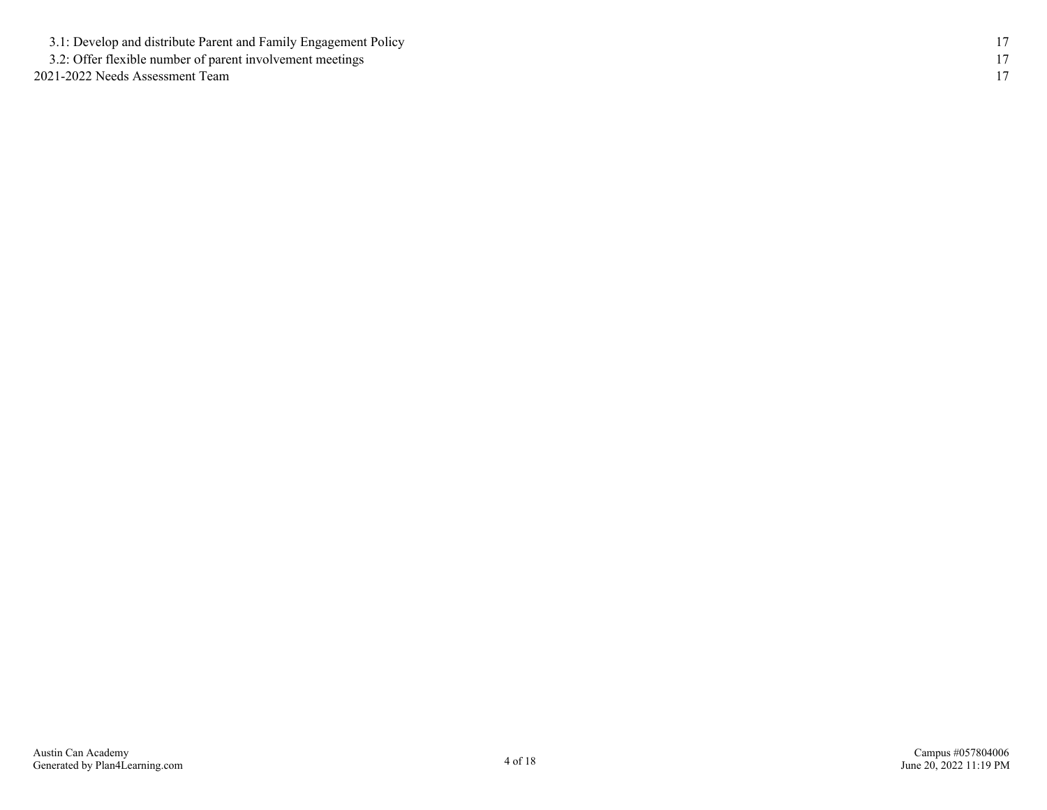3.1: Develop and distribute Parent and Family Engagement Policy 17
3.2: Offer flexible number of parent involvement meetings 17
2021-2022 Needs Assessment Team 17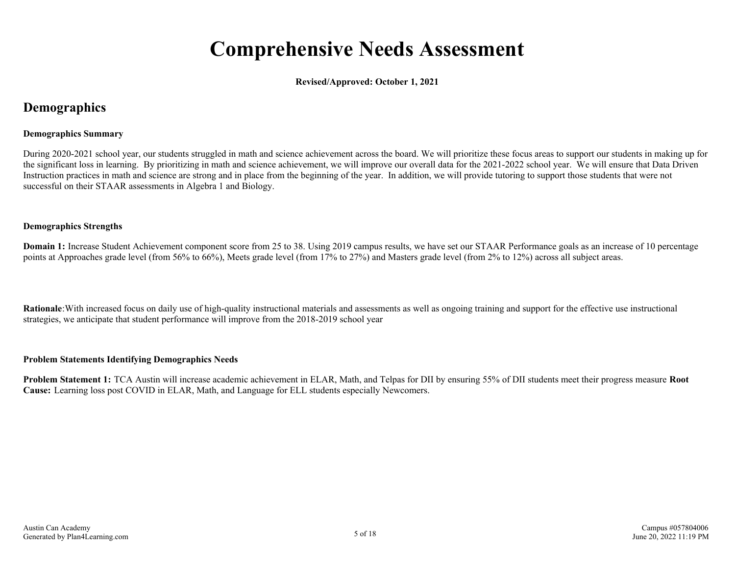# Comprehensive Needs Assessment

**Revised/Approved: October 1, 2021**

## Demographics

**Demographics Summary**

During 2020-2021 school year, our students struggled in math and science achievement across the board. We will prioritize these focus areas to support our students in making up for the significant loss in learning. By prioritizing in math and science achievement, we will improve our overall data for the 2021-2022 school year. We will ensure that Data Driven Instruction practices in math and science are strong and in place from the beginning of the year. In addition, we will provide tutoring to support those students that were not successful on their STAAR assessments in Algebra 1 and Biology.

**Demographics Strengths**

**Domain 1:** Increase Student Achievement component score from 25 to 38. Using 2019 campus results, we have set our STAAR Performance goals as an increase of 10 percentage points at Approaches grade level (from 56% to 66%), Meets grade level (from 17% to 27%) and Masters grade level (from 2% to 12%) across all subject areas.

**Rationale**:With increased focus on daily use of high-quality instructional materials and assessments as well as ongoing training and support for the effective use instructional strategies, we anticipate that student performance will improve from the 2018-2019 school year

**Problem Statements Identifying Demographics Needs**

**Problem Statement 1:** TCA Austin will increase academic achievement in ELAR, Math, and Telpas for DII by ensuring 55% of DII students meet their progress measure **Root Cause:** Learning loss post COVID in ELAR, Math, and Language for ELL students especially Newcomers.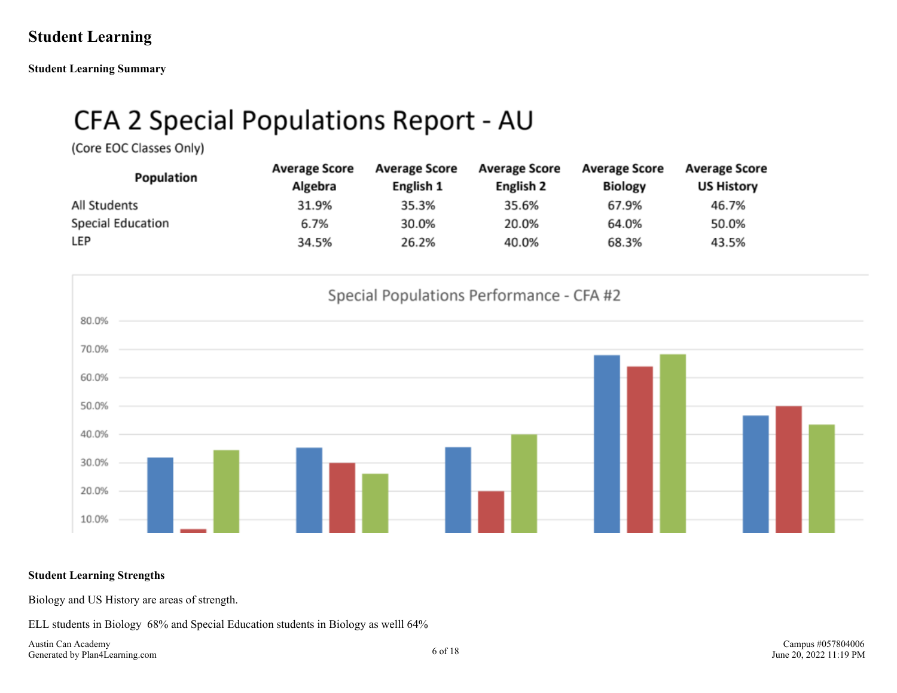# Student Learning

## Student Learning Summary

### CFA 2 Special Populations Report - AU

(Core EOC Classes Only)

| Population | Average Score Algebra | Average Score English 1 | Average Score English 2 | Average Score Biology | Average Score US History |
|---|---|---|---|---|---|
| All Students | 31.9% | 35.3% | 35.6% | 67.9% | 46.7% |
| Special Education | 6.7% | 30.0% | 20.0% | 64.0% | 50.0% |
| LEP | 34.5% | 26.2% | 40.0% | 68.3% | 43.5% |

Special Populations Performance - CFA #2

## Student Learning Strengths

Biology and US History are areas of strength.

ELL students in Biology 68% and Special Education students in Biology as welll 64%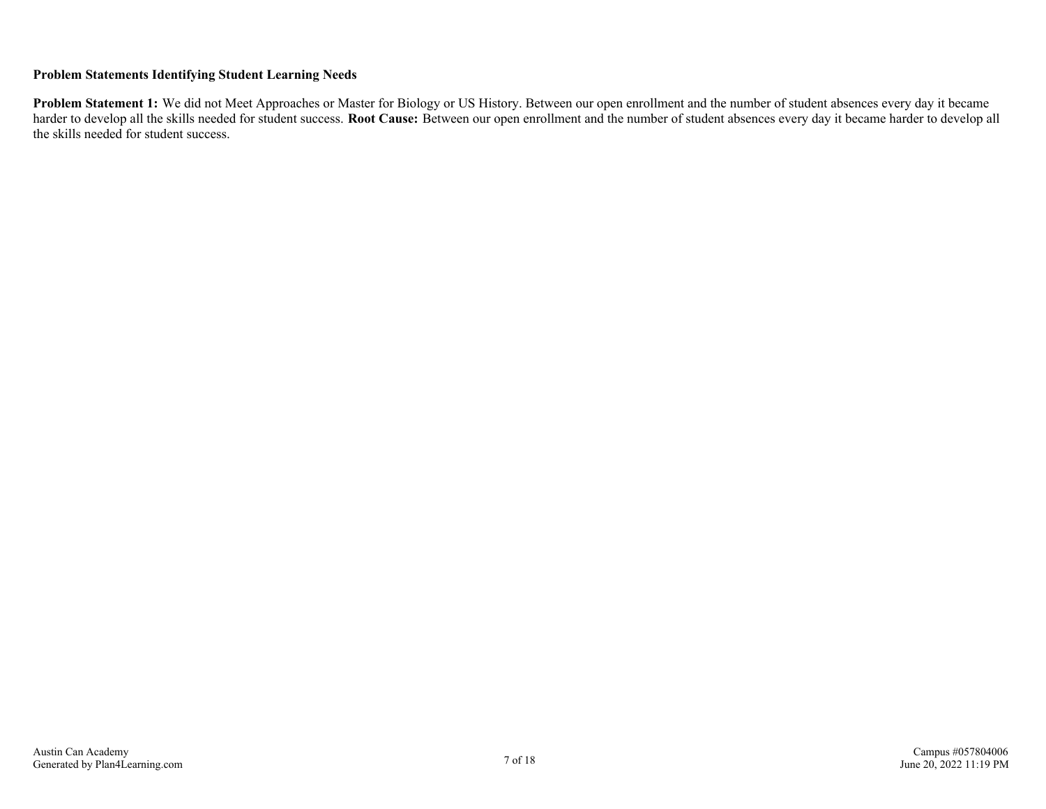**Problem Statements Identifying Student Learning Needs**

**Problem Statement 1:** We did not Meet Approaches or Master for Biology or US History. Between our open enrollment and the number of student absences every day it became harder to develop all the skills needed for student success. **Root Cause:** Between our open enrollment and the number of student absences every day it became harder to develop all the skills needed for student success.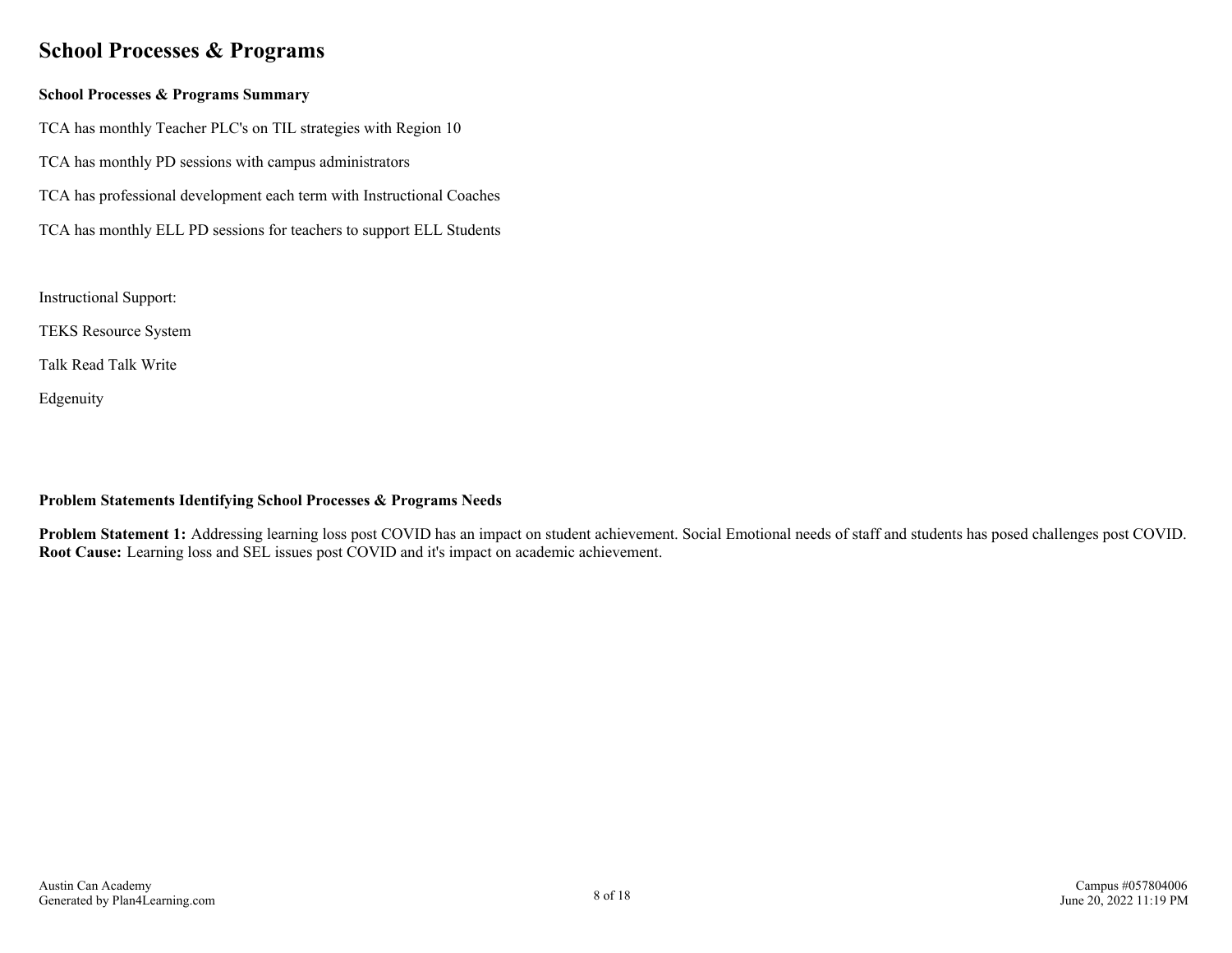# School Processes & Programs

**School Processes & Programs Summary**

TCA has monthly Teacher PLC's on TIL strategies with Region 10

TCA has monthly PD sessions with campus administrators

TCA has professional development each term with Instructional Coaches

TCA has monthly ELL PD sessions for teachers to support ELL Students

Instructional Support:

TEKS Resource System

Talk Read Talk Write

Edgenuity

**Problem Statements Identifying School Processes & Programs Needs**

**Problem Statement 1:** Addressing learning loss post COVID has an impact on student achievement. Social Emotional needs of staff and students has posed challenges post COVID. **Root Cause:** Learning loss and SEL issues post COVID and it's impact on academic achievement.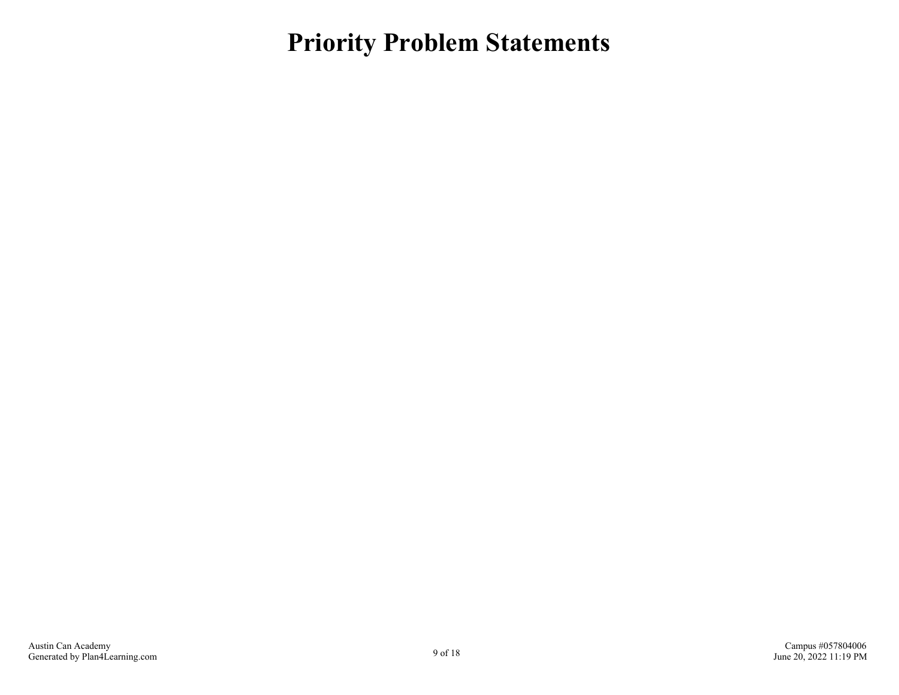# Priority Problem Statements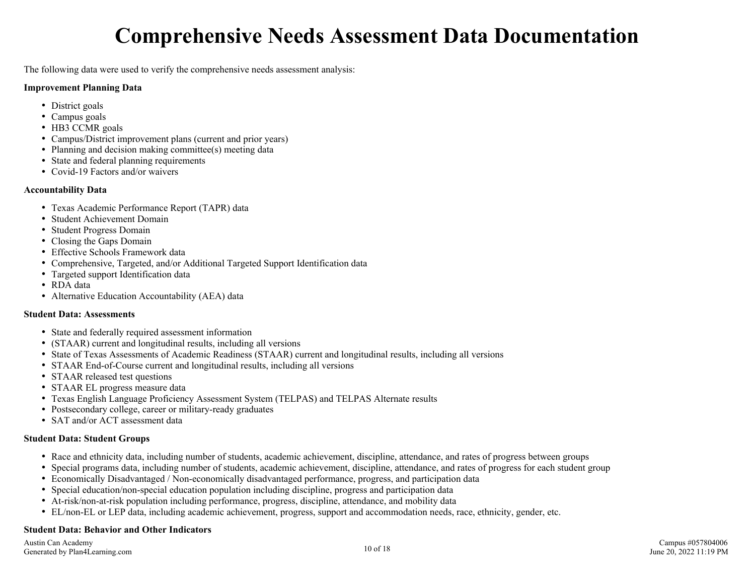# Comprehensive Needs Assessment Data Documentation

The following data were used to verify the comprehensive needs assessment analysis:

**Improvement Planning Data**

- District goals
- Campus goals
- HB3 CCMR goals
- Campus/District improvement plans (current and prior years)
- Planning and decision making committee(s) meeting data
- State and federal planning requirements
- Covid-19 Factors and/or waivers

**Accountability Data**

- Texas Academic Performance Report (TAPR) data
- Student Achievement Domain
- Student Progress Domain
- Closing the Gaps Domain
- Effective Schools Framework data
- Comprehensive, Targeted, and/or Additional Targeted Support Identification data
- Targeted support Identification data
- RDA data
- Alternative Education Accountability (AEA) data

**Student Data: Assessments**

- State and federally required assessment information
- (STAAR) current and longitudinal results, including all versions
- State of Texas Assessments of Academic Readiness (STAAR) current and longitudinal results, including all versions
- STAAR End-of-Course current and longitudinal results, including all versions
- STAAR released test questions
- STAAR EL progress measure data
- Texas English Language Proficiency Assessment System (TELPAS) and TELPAS Alternate results
- Postsecondary college, career or military-ready graduates
- SAT and/or ACT assessment data

**Student Data: Student Groups**

- Race and ethnicity data, including number of students, academic achievement, discipline, attendance, and rates of progress between groups
- Special programs data, including number of students, academic achievement, discipline, attendance, and rates of progress for each student group
- Economically Disadvantaged / Non-economically disadvantaged performance, progress, and participation data
- Special education/non-special education population including discipline, progress and participation data
- At-risk/non-at-risk population including performance, progress, discipline, attendance, and mobility data
- EL/non-EL or LEP data, including academic achievement, progress, support and accommodation needs, race, ethnicity, gender, etc.

**Student Data: Behavior and Other Indicators**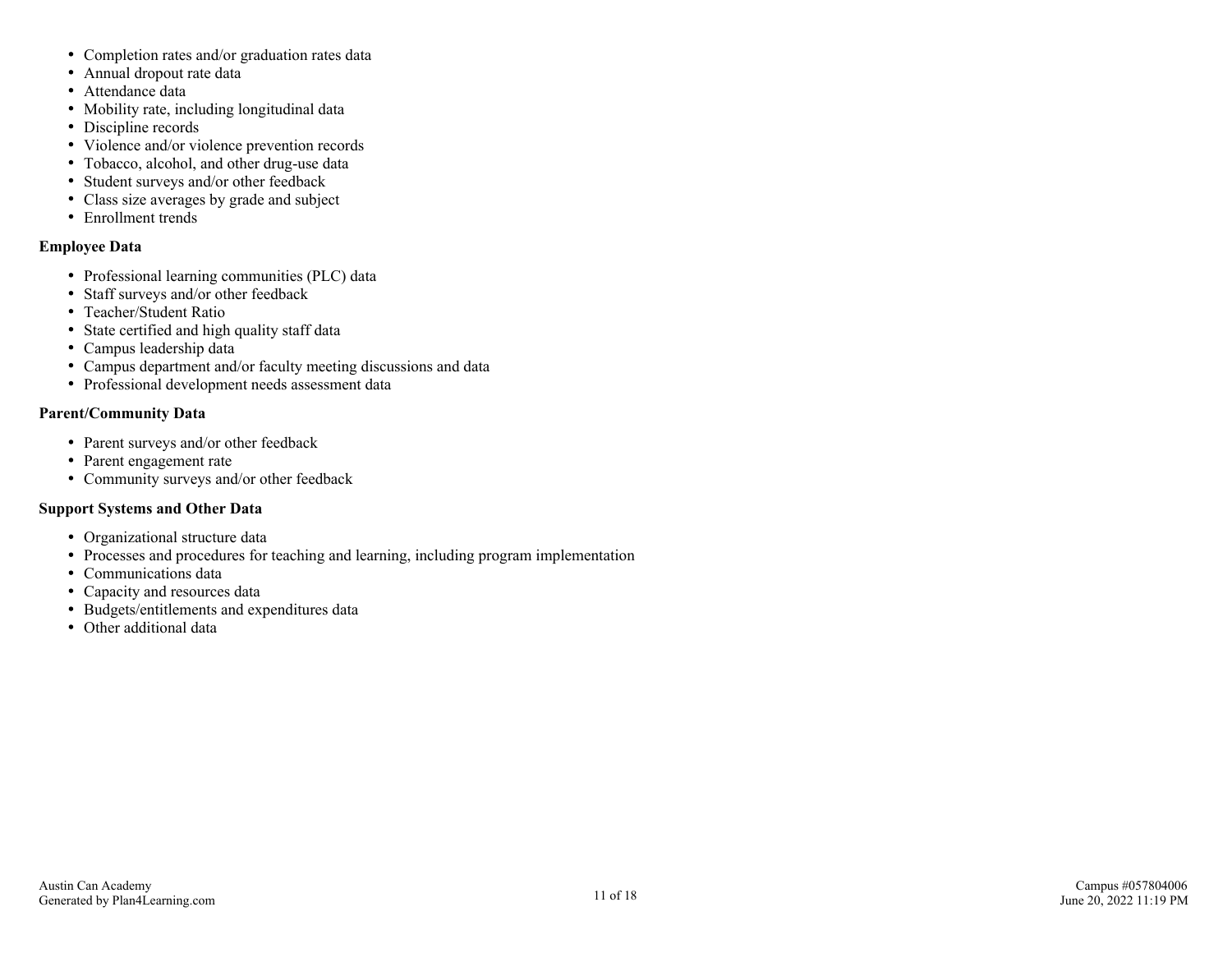- Completion rates and/or graduation rates data
- Annual dropout rate data
- Attendance data
- Mobility rate, including longitudinal data
- Discipline records
- Violence and/or violence prevention records
- Tobacco, alcohol, and other drug-use data
- Student surveys and/or other feedback
- Class size averages by grade and subject
- Enrollment trends

**Employee Data**

- Professional learning communities (PLC) data
- Staff surveys and/or other feedback
- Teacher/Student Ratio
- State certified and high quality staff data
- Campus leadership data
- Campus department and/or faculty meeting discussions and data
- Professional development needs assessment data

**Parent/Community Data**

- Parent surveys and/or other feedback
- Parent engagement rate
- Community surveys and/or other feedback

**Support Systems and Other Data**

- Organizational structure data
- Processes and procedures for teaching and learning, including program implementation
- Communications data
- Capacity and resources data
- Budgets/entitlements and expenditures data
- Other additional data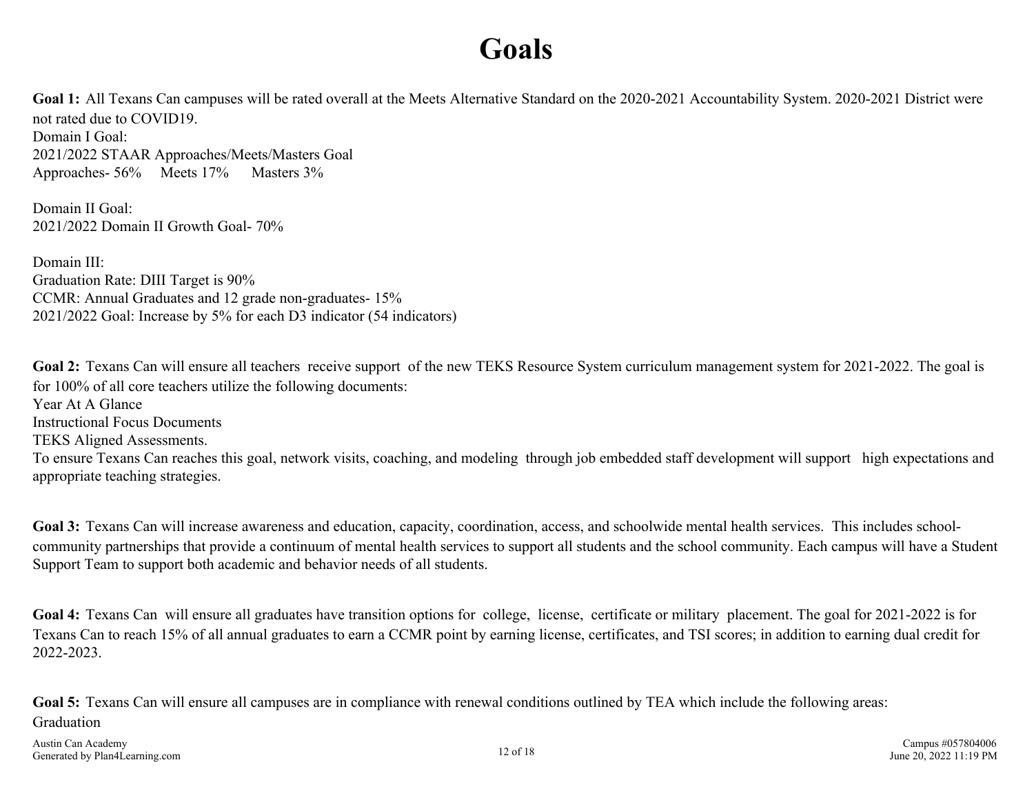# Goals

**Goal 1:** All Texans Can campuses will be rated overall at the Meets Alternative Standard on the 2020-2021 Accountability System. 2020-2021 District were not rated due to COVID19.
Domain I Goal:
2021/2022 STAAR Approaches/Meets/Masters Goal
Approaches- 56%     Meets 17%      Masters 3%

Domain II Goal:
2021/2022 Domain II Growth Goal- 70%

Domain III:
Graduation Rate: DIII Target is 90%
CCMR: Annual Graduates and 12 grade non-graduates- 15%
2021/2022 Goal: Increase by 5% for each D3 indicator (54 indicators)

**Goal 2:** Texans Can will ensure all teachers receive support of the new TEKS Resource System curriculum management system for 2021-2022. The goal is for 100% of all core teachers utilize the following documents:
Year At A Glance
Instructional Focus Documents
TEKS Aligned Assessments.
To ensure Texans Can reaches this goal, network visits, coaching, and modeling through job embedded staff development will support high expectations and appropriate teaching strategies.

**Goal 3:** Texans Can will increase awareness and education, capacity, coordination, access, and schoolwide mental health services. This includes school-community partnerships that provide a continuum of mental health services to support all students and the school community. Each campus will have a Student Support Team to support both academic and behavior needs of all students.

**Goal 4:** Texans Can will ensure all graduates have transition options for college, license, certificate or military placement. The goal for 2021-2022 is for Texans Can to reach 15% of all annual graduates to earn a CCMR point by earning license, certificates, and TSI scores; in addition to earning dual credit for 2022-2023.

**Goal 5:** Texans Can will ensure all campuses are in compliance with renewal conditions outlined by TEA which include the following areas:
Graduation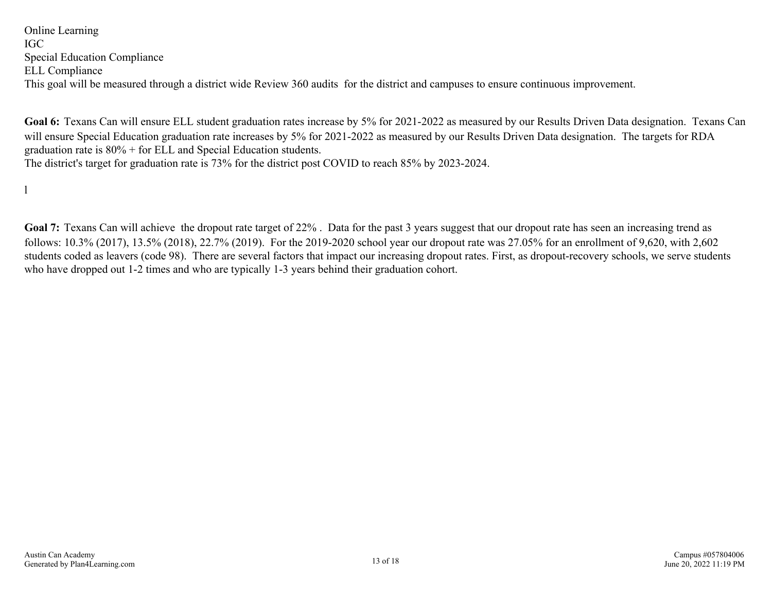Online Learning
IGC
Special Education Compliance
ELL Compliance
This goal will be measured through a district wide Review 360 audits for the district and campuses to ensure continuous improvement.

**Goal 6:** Texans Can will ensure ELL student graduation rates increase by 5% for 2021-2022 as measured by our Results Driven Data designation. Texans Can will ensure Special Education graduation rate increases by 5% for 2021-2022 as measured by our Results Driven Data designation. The targets for RDA graduation rate is 80% + for ELL and Special Education students.
The district's target for graduation rate is 73% for the district post COVID to reach 85% by 2023-2024.

l

**Goal 7:** Texans Can will achieve the dropout rate target of 22% . Data for the past 3 years suggest that our dropout rate has seen an increasing trend as follows: 10.3% (2017), 13.5% (2018), 22.7% (2019). For the 2019-2020 school year our dropout rate was 27.05% for an enrollment of 9,620, with 2,602 students coded as leavers (code 98). There are several factors that impact our increasing dropout rates. First, as dropout-recovery schools, we serve students who have dropped out 1-2 times and who are typically 1-3 years behind their graduation cohort.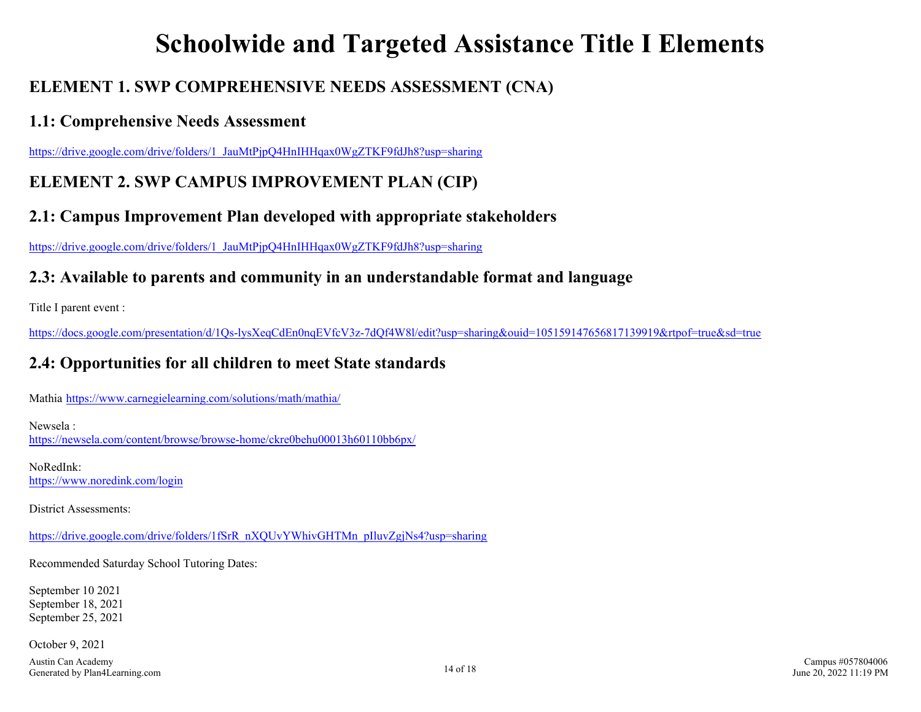# Schoolwide and Targeted Assistance Title I Elements

## ELEMENT 1. SWP COMPREHENSIVE NEEDS ASSESSMENT (CNA)

### 1.1: Comprehensive Needs Assessment

https://drive.google.com/drive/folders/1_JauMtPjpQ4HnIHHqax0WgZTKF9fdJh8?usp=sharing

## ELEMENT 2. SWP CAMPUS IMPROVEMENT PLAN (CIP)

### 2.1: Campus Improvement Plan developed with appropriate stakeholders

https://drive.google.com/drive/folders/1_JauMtPjpQ4HnIHHqax0WgZTKF9fdJh8?usp=sharing

### 2.3: Available to parents and community in an understandable format and language

Title I parent event :

https://docs.google.com/presentation/d/1Qs-lysXeqCdEn0nqEVfcV3z-7dQf4W8l/edit?usp=sharing&ouid=105159147656817139919&rtpof=true&sd=true

### 2.4: Opportunities for all children to meet State standards

Mathia https://www.carnegielearning.com/solutions/math/mathia/

Newsela :
https://newsela.com/content/browse/browse-home/ckre0behu00013h60110bb6px/

NoRedInk:
https://www.noredink.com/login

District Assessments:

https://drive.google.com/drive/folders/1fSrR_nXQUvYWhivGHTMn_pIluvZgjNs4?usp=sharing

Recommended Saturday School Tutoring Dates:

September 10 2021
September 18, 2021
September 25, 2021

October 9, 2021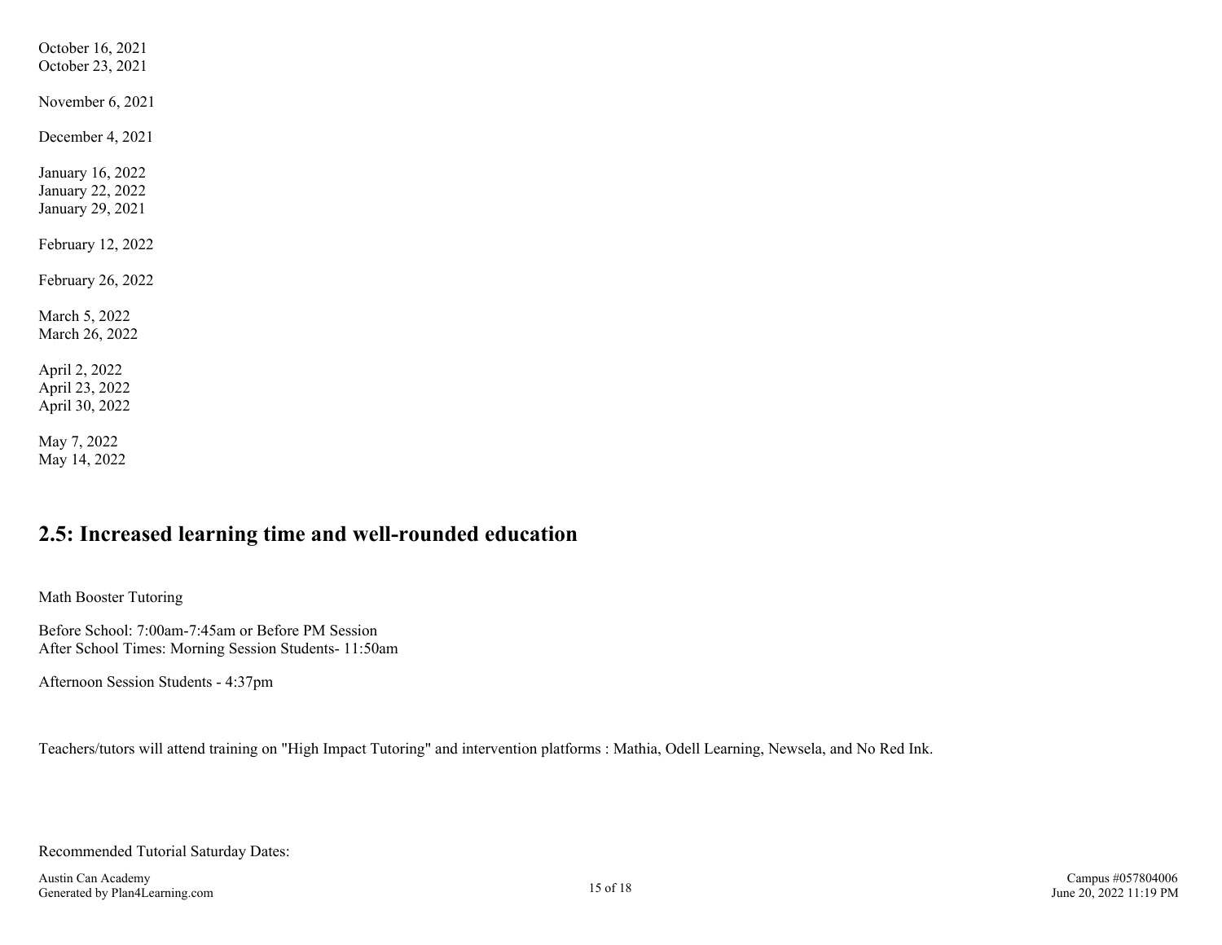October 16, 2021
October 23, 2021

November 6, 2021

December 4, 2021

January 16, 2022
January 22, 2022
January 29, 2021

February 12, 2022

February 26, 2022

March 5, 2022
March 26, 2022

April 2, 2022
April 23, 2022
April 30, 2022

May 7, 2022
May 14, 2022

## 2.5: Increased learning time and well-rounded education

Math Booster Tutoring

Before School: 7:00am-7:45am or Before PM Session
After School Times: Morning Session Students- 11:50am

Afternoon Session Students - 4:37pm

Teachers/tutors will attend training on "High Impact Tutoring" and intervention platforms : Mathia, Odell Learning, Newsela, and No Red Ink.

Recommended Tutorial Saturday Dates: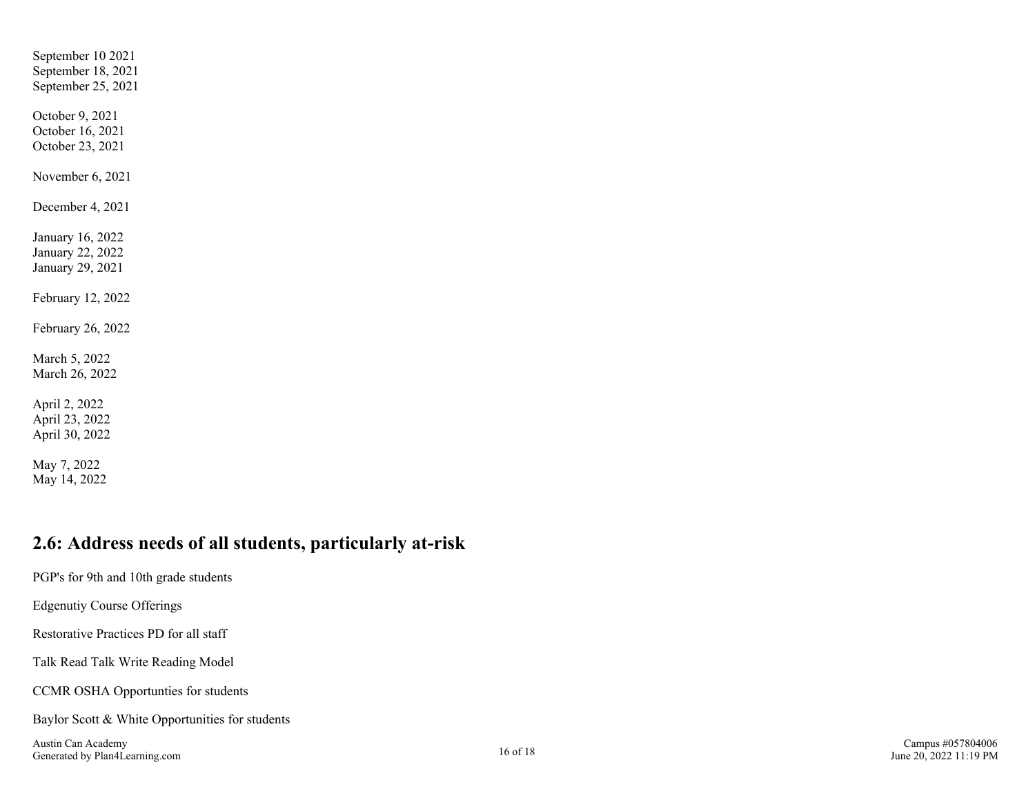September 10 2021
September 18, 2021
September 25, 2021

October 9, 2021
October 16, 2021
October 23, 2021

November 6, 2021

December 4, 2021

January 16, 2022
January 22, 2022
January 29, 2021

February 12, 2022

February 26, 2022

March 5, 2022
March 26, 2022

April 2, 2022
April 23, 2022
April 30, 2022

May 7, 2022
May 14, 2022

## 2.6: Address needs of all students, particularly at-risk

PGP's for 9th and 10th grade students

Edgenutiy Course Offerings

Restorative Practices PD for all staff

Talk Read Talk Write Reading Model

CCMR OSHA Opportunties for students

Baylor Scott & White Opportunities for students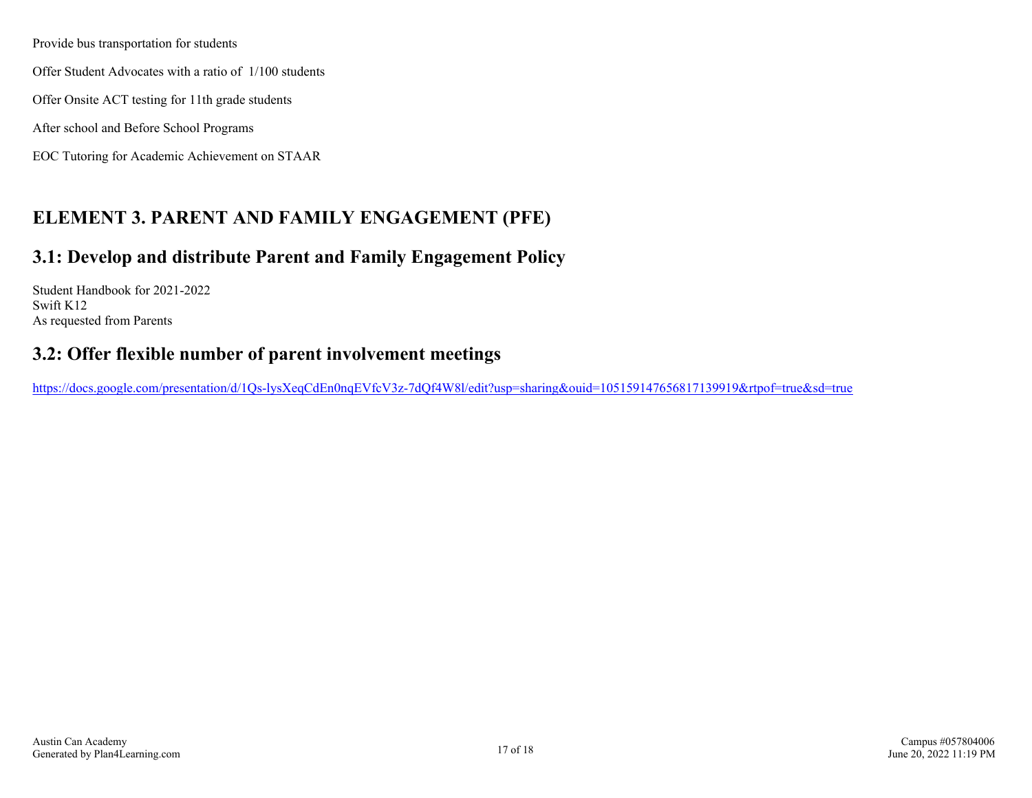Provide bus transportation for students

Offer Student Advocates with a ratio of 1/100 students

Offer Onsite ACT testing for 11th grade students

After school and Before School Programs

EOC Tutoring for Academic Achievement on STAAR

## ELEMENT 3. PARENT AND FAMILY ENGAGEMENT (PFE)

## 3.1: Develop and distribute Parent and Family Engagement Policy

Student Handbook for 2021-2022
Swift K12
As requested from Parents

## 3.2: Offer flexible number of parent involvement meetings

https://docs.google.com/presentation/d/1Qs-lysXeqCdEn0nqEVfcV3z-7dQf4W8l/edit?usp=sharing&ouid=105159147656817139919&rtpof=true&sd=true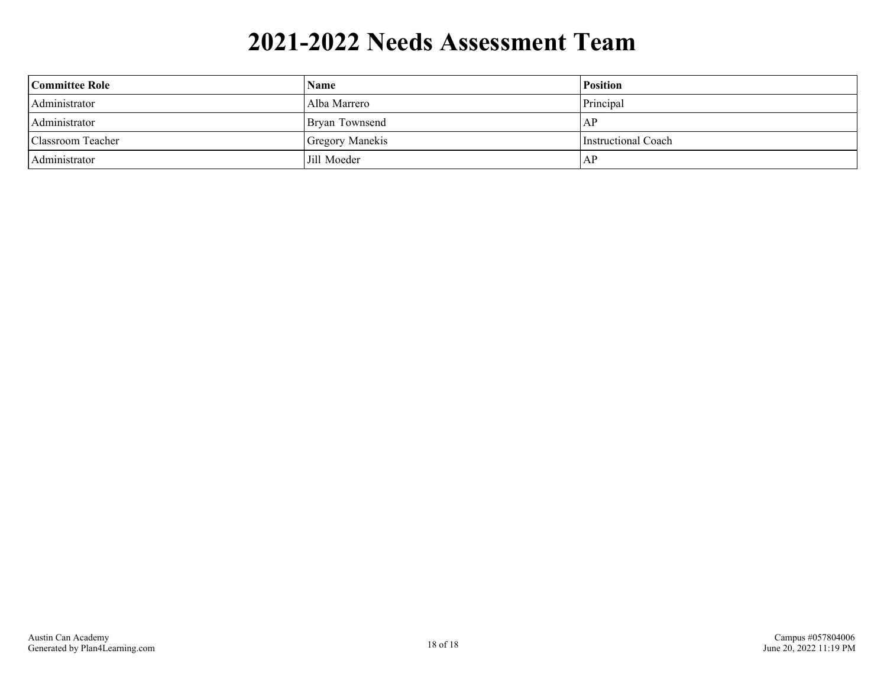# 2021-2022 Needs Assessment Team

| Committee Role | Name | Position |
|---|---|---|
| Administrator | Alba Marrero | Principal |
| Administrator | Bryan Townsend | AP |
| Classroom Teacher | Gregory Manekis | Instructional Coach |
| Administrator | Jill Moeder | AP |